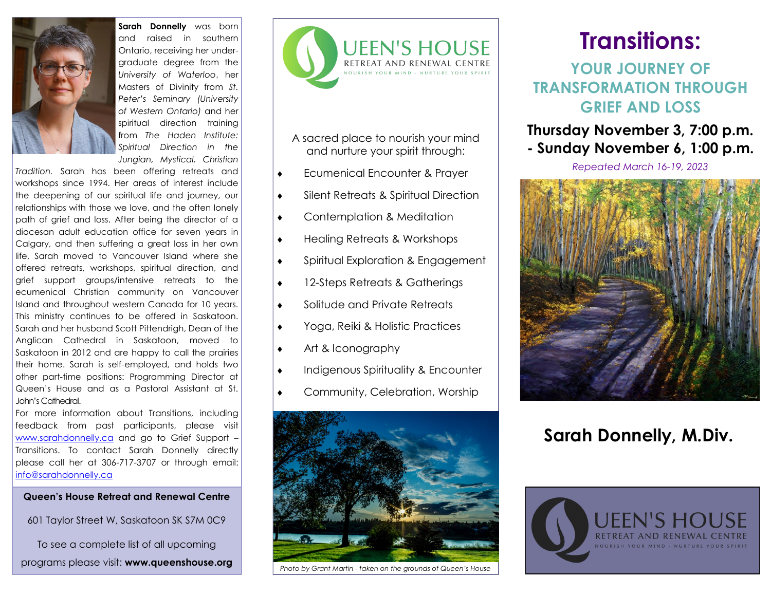**Sarah Donnelly** was born and raised in southern Ontario, receiving her undergraduate degree from the *University of Waterloo*, her Masters of Divinity from *St. Peter's Seminary (University of Western Ontario)* and her spiritual direction training from *The Haden Institute: Spiritual Direction in the Jungian, Mystical, Christian Tradition*. Sarah has been offering retreats and workshops since 1994. Her areas of interest include the deepening of our spiritual life and journey, our relationships with those we love, and the often lonely path of grief and loss. After being the director of a diocesan adult education office for seven years in Calgary, and then suffering a great loss in her own life, Sarah moved to Vancouver Island where she offered retreats, workshops, spiritual direction, and grief support groups/intensive retreats to the ecumenical Christian community on Vancouver Island and throughout western Canada for 10 years. This ministry continues to be offered in Saskatoon. Sarah and her husband Scott Pittendrigh, Dean of the Anglican Cathedral in Saskatoon, moved to Saskatoon in 2012 and are happy to call the prairies their home. Sarah is self-employed, and holds two other part-time positions: Programming Director at Queen's House and as a Pastoral Assistant at St. John's Cathedral.

For more information about Transitions, including feedback from past participants, please visit www.sarahdonnelly.ca and go to Grief Support – Transitions. To contact Sarah Donnelly directly please call her at 306-717-3707 or through email: info@sarahdonnelly.ca

**Queen's House Retreat and Renewal Centre**

601 Taylor Street W, Saskatoon SK S7M 0C9

To see a complete list of all upcoming programs please visit: **www.queenshouse.org**

QUEEN'S HOUSE
RETREAT AND RENEWAL CENTRE
NOURISH YOUR MIND · NURTURE YOUR SPIRIT

A sacred place to nourish your mind and nurture your spirit through:

- Ecumenical Encounter & Prayer
- Silent Retreats & Spiritual Direction
- Contemplation & Meditation
- Healing Retreats & Workshops
- Spiritual Exploration & Engagement
- 12-Steps Retreats & Gatherings
- Solitude and Private Retreats
- Yoga, Reiki & Holistic Practices
- Art & Iconography
- Indigenous Spirituality & Encounter
- Community, Celebration, Worship

*Photo by Grant Martin - taken on the grounds of Queen's House*

# Transitions:

## YOUR JOURNEY OF TRANSFORMATION THROUGH GRIEF AND LOSS

**Thursday November 3, 7:00 p.m. - Sunday November 6, 1:00 p.m.**

*Repeated March 16-19, 2023*

## Sarah Donnelly, M.Div.

QUEEN'S HOUSE
RETREAT AND RENEWAL CENTRE
NOURISH YOUR MIND · NURTURE YOUR SPIRIT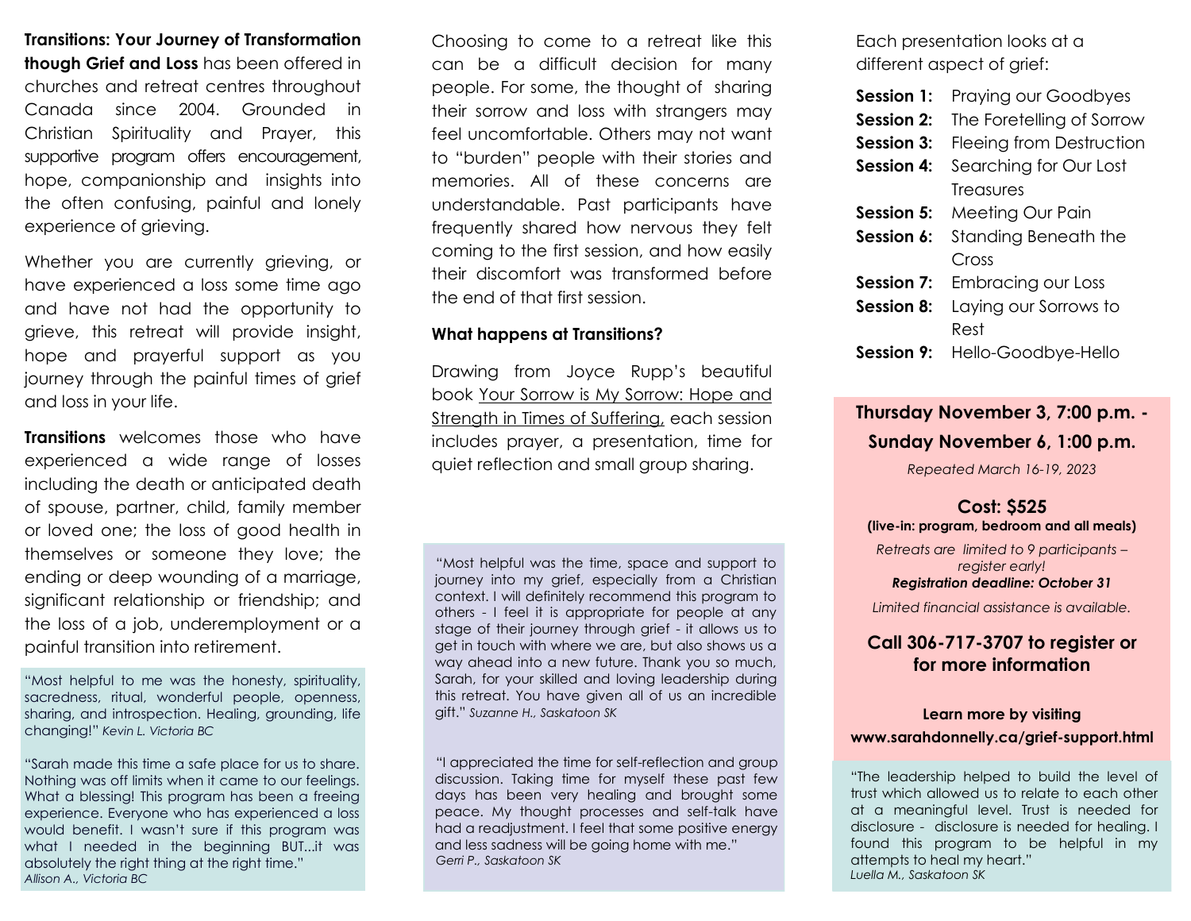**Transitions: Your Journey of Transformation though Grief and Loss** has been offered in churches and retreat centres throughout Canada since 2004. Grounded in Christian Spirituality and Prayer, this supportive program offers encouragement, hope, companionship and insights into the often confusing, painful and lonely experience of grieving.

Whether you are currently grieving, or have experienced a loss some time ago and have not had the opportunity to grieve, this retreat will provide insight, hope and prayerful support as you journey through the painful times of grief and loss in your life.

**Transitions** welcomes those who have experienced a wide range of losses including the death or anticipated death of spouse, partner, child, family member or loved one; the loss of good health in themselves or someone they love; the ending or deep wounding of a marriage, significant relationship or friendship; and the loss of a job, underemployment or a painful transition into retirement.

"Most helpful to me was the honesty, spirituality, sacredness, ritual, wonderful people, openness, sharing, and introspection. Healing, grounding, life changing!" *Kevin L. Victoria BC*

"Sarah made this time a safe place for us to share. Nothing was off limits when it came to our feelings. What a blessing! This program has been a freeing experience. Everyone who has experienced a loss would benefit. I wasn't sure if this program was what I needed in the beginning BUT...it was absolutely the right thing at the right time."
*Allison A., Victoria BC*

Choosing to come to a retreat like this can be a difficult decision for many people. For some, the thought of sharing their sorrow and loss with strangers may feel uncomfortable. Others may not want to "burden" people with their stories and memories. All of these concerns are understandable. Past participants have frequently shared how nervous they felt coming to the first session, and how easily their discomfort was transformed before the end of that first session.

**What happens at Transitions?**

Drawing from Joyce Rupp's beautiful book Your Sorrow is My Sorrow: Hope and Strength in Times of Suffering, each session includes prayer, a presentation, time for quiet reflection and small group sharing.

"Most helpful was the time, space and support to journey into my grief, especially from a Christian context. I will definitely recommend this program to others - I feel it is appropriate for people at any stage of their journey through grief - it allows us to get in touch with where we are, but also shows us a way ahead into a new future. Thank you so much, Sarah, for your skilled and loving leadership during this retreat. You have given all of us an incredible gift." *Suzanne H., Saskatoon SK*

"I appreciated the time for self-reflection and group discussion. Taking time for myself these past few days has been very healing and brought some peace. My thought processes and self-talk have had a readjustment. I feel that some positive energy and less sadness will be going home with me."
*Gerri P., Saskatoon SK*

Each presentation looks at a different aspect of grief:

**Session 1:** Praying our Goodbyes
**Session 2:** The Foretelling of Sorrow
**Session 3:** Fleeing from Destruction
**Session 4:** Searching for Our Lost Treasures
**Session 5:** Meeting Our Pain
**Session 6:** Standing Beneath the Cross
**Session 7:** Embracing our Loss
**Session 8:** Laying our Sorrows to Rest
**Session 9:** Hello-Goodbye-Hello

**Thursday November 3, 7:00 p.m. - Sunday November 6, 1:00 p.m.**

*Repeated March 16-19, 2023*

**Cost: $525**
**(live-in: program, bedroom and all meals)**

*Retreats are limited to 9 participants – register early!*
***Registration deadline: October 31***

*Limited financial assistance is available.*

**Call 306-717-3707 to register or for more information**

**Learn more by visiting**
**www.sarahdonnelly.ca/grief-support.html**

"The leadership helped to build the level of trust which allowed us to relate to each other at a meaningful level. Trust is needed for disclosure - disclosure is needed for healing. I found this program to be helpful in my attempts to heal my heart."
*Luella M., Saskatoon SK*